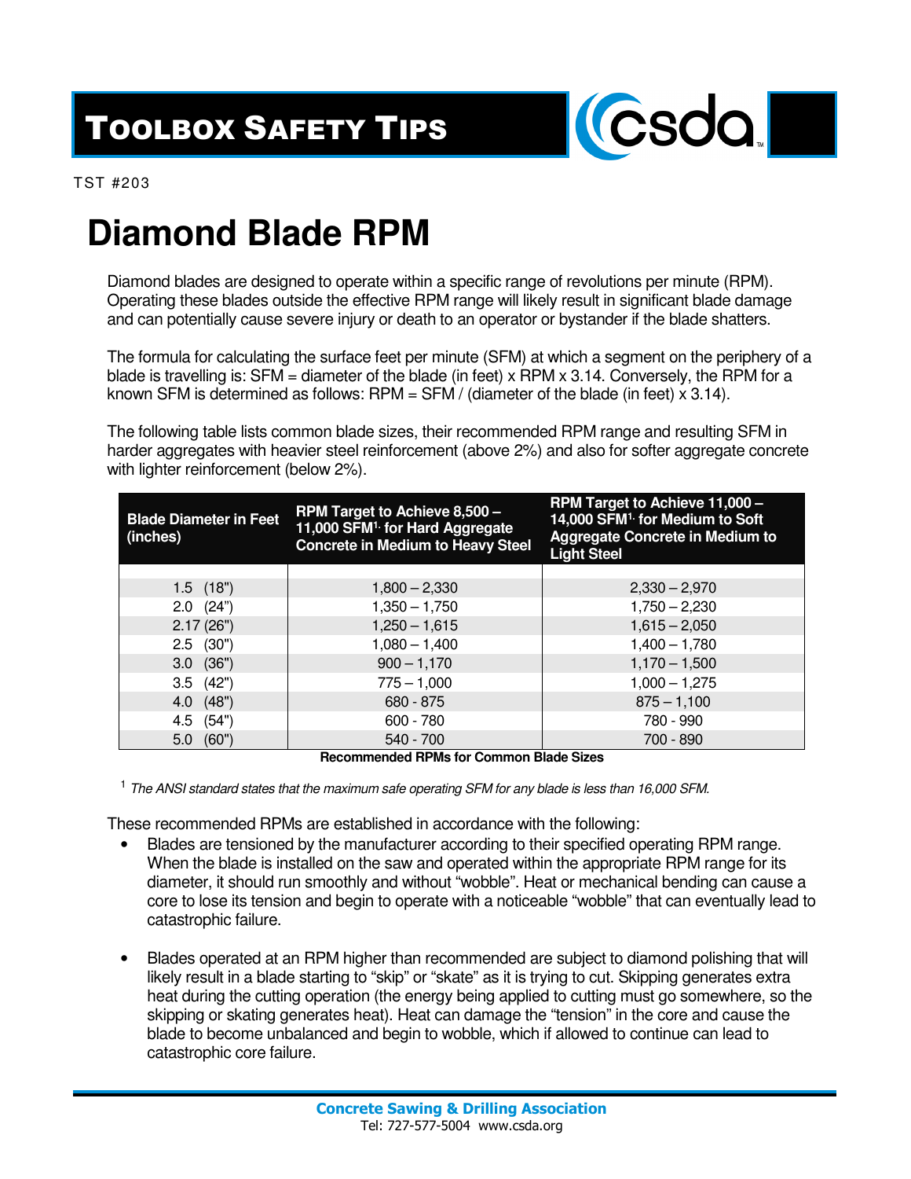# TOOLBOX SAFETY TIPS

TST #203

# Diamond Blade RPM

Diamond blades are designed to operate within a specific range of revolutions per minute (RPM). Operating these blades outside the effective RPM range will likely result in significant blade damage and can potentially cause severe injury or death to an operator or bystander if the blade shatters.

The formula for calculating the surface feet per minute (SFM) at which a segment on the periphery of a blade is travelling is: SFM = diameter of the blade (in feet) x RPM x 3.14. Conversely, the RPM for a known SFM is determined as follows: RPM = SFM / (diameter of the blade (in feet) x 3.14).

The following table lists common blade sizes, their recommended RPM range and resulting SFM in harder aggregates with heavier steel reinforcement (above 2%) and also for softer aggregate concrete with lighter reinforcement (below 2%).

| Blade Diameter in Feet (inches) | RPM Target to Achieve 8,500 – 11,000 SFM[1] for Hard Aggregate Concrete in Medium to Heavy Steel | RPM Target to Achieve 11,000 – 14,000 SFM[1] for Medium to Soft Aggregate Concrete in Medium to Light Steel |
|---|---|---|
| 1.5 (18") | 1,800 – 2,330 | 2,330 – 2,970 |
| 2.0 (24") | 1,350 – 1,750 | 1,750 – 2,230 |
| 2.17 (26") | 1,250 – 1,615 | 1,615 – 2,050 |
| 2.5 (30") | 1,080 – 1,400 | 1,400 – 1,780 |
| 3.0 (36") | 900 – 1,170 | 1,170 – 1,500 |
| 3.5 (42") | 775 – 1,000 | 1,000 – 1,275 |
| 4.0 (48") | 680 - 875 | 875 – 1,100 |
| 4.5 (54") | 600 - 780 | 780 - 990 |
| 5.0 (60") | 540 - 700 | 700 - 890 |

**Recommended RPMs for Common Blade Sizes**

[1] *The ANSI standard states that the maximum safe operating SFM for any blade is less than 16,000 SFM.*

These recommended RPMs are established in accordance with the following:

- Blades are tensioned by the manufacturer according to their specified operating RPM range. When the blade is installed on the saw and operated within the appropriate RPM range for its diameter, it should run smoothly and without "wobble". Heat or mechanical bending can cause a core to lose its tension and begin to operate with a noticeable "wobble" that can eventually lead to catastrophic failure.

- Blades operated at an RPM higher than recommended are subject to diamond polishing that will likely result in a blade starting to "skip" or "skate" as it is trying to cut. Skipping generates extra heat during the cutting operation (the energy being applied to cutting must go somewhere, so the skipping or skating generates heat). Heat can damage the "tension" in the core and cause the blade to become unbalanced and begin to wobble, which if allowed to continue can lead to catastrophic core failure.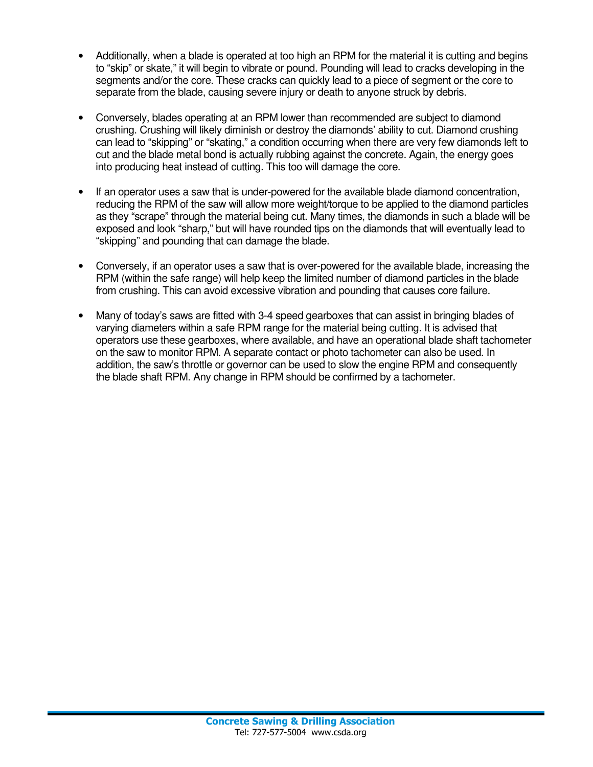- Additionally, when a blade is operated at too high an RPM for the material it is cutting and begins to "skip" or skate," it will begin to vibrate or pound. Pounding will lead to cracks developing in the segments and/or the core. These cracks can quickly lead to a piece of segment or the core to separate from the blade, causing severe injury or death to anyone struck by debris.

- Conversely, blades operating at an RPM lower than recommended are subject to diamond crushing. Crushing will likely diminish or destroy the diamonds' ability to cut. Diamond crushing can lead to "skipping" or "skating," a condition occurring when there are very few diamonds left to cut and the blade metal bond is actually rubbing against the concrete. Again, the energy goes into producing heat instead of cutting. This too will damage the core.

- If an operator uses a saw that is under-powered for the available blade diamond concentration, reducing the RPM of the saw will allow more weight/torque to be applied to the diamond particles as they "scrape" through the material being cut. Many times, the diamonds in such a blade will be exposed and look "sharp," but will have rounded tips on the diamonds that will eventually lead to "skipping" and pounding that can damage the blade.

- Conversely, if an operator uses a saw that is over-powered for the available blade, increasing the RPM (within the safe range) will help keep the limited number of diamond particles in the blade from crushing. This can avoid excessive vibration and pounding that causes core failure.

- Many of today's saws are fitted with 3-4 speed gearboxes that can assist in bringing blades of varying diameters within a safe RPM range for the material being cutting. It is advised that operators use these gearboxes, where available, and have an operational blade shaft tachometer on the saw to monitor RPM. A separate contact or photo tachometer can also be used. In addition, the saw's throttle or governor can be used to slow the engine RPM and consequently the blade shaft RPM. Any change in RPM should be confirmed by a tachometer.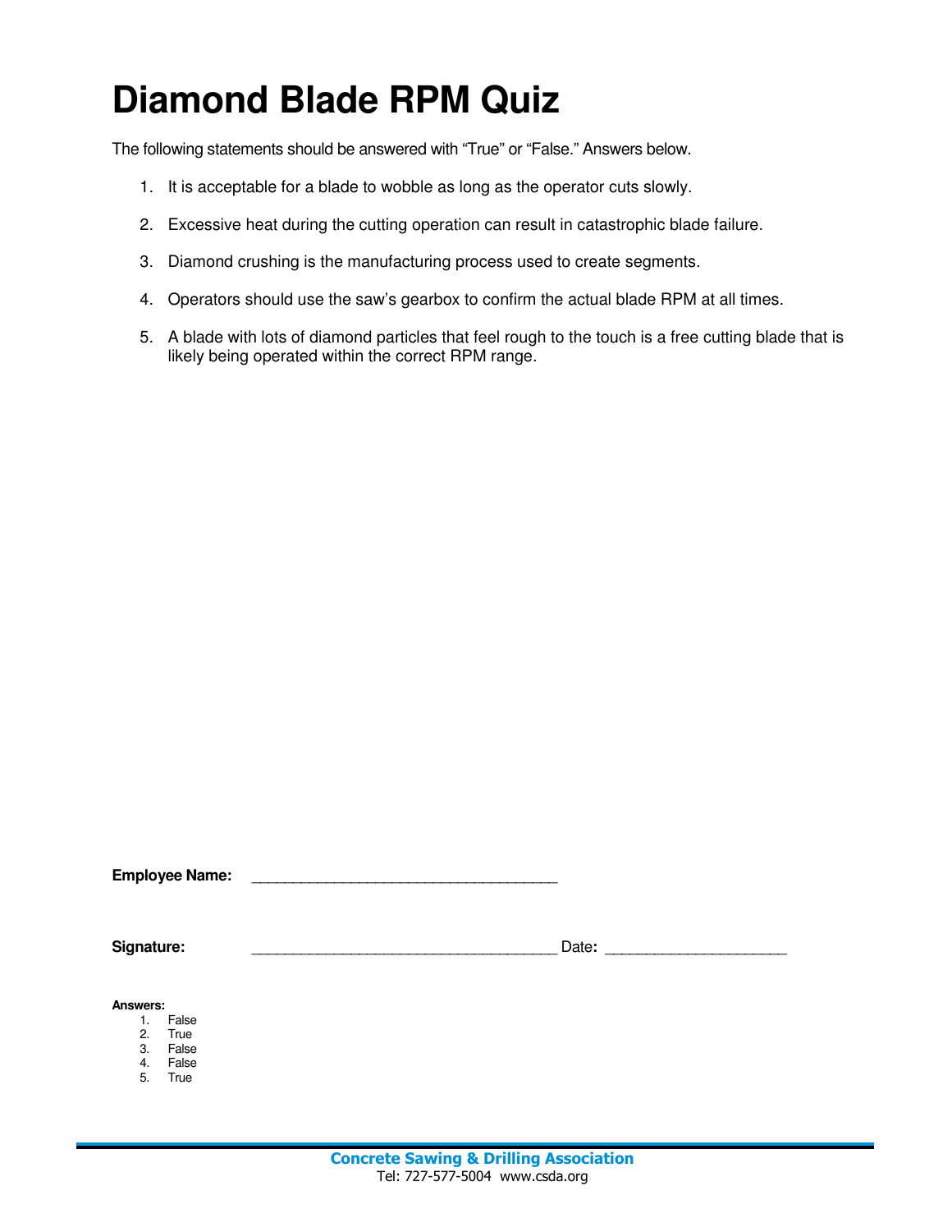# Diamond Blade RPM Quiz

The following statements should be answered with "True" or "False." Answers below.

1. It is acceptable for a blade to wobble as long as the operator cuts slowly.
2. Excessive heat during the cutting operation can result in catastrophic blade failure.
3. Diamond crushing is the manufacturing process used to create segments.
4. Operators should use the saw's gearbox to confirm the actual blade RPM at all times.
5. A blade with lots of diamond particles that feel rough to the touch is a free cutting blade that is likely being operated within the correct RPM range.

**Employee Name:** ____________________________________

**Signature:** ____________________________________ Date**:** ____________________

**Answers:**

1. False
2. True
3. False
4. False
5. True

**Concrete Sawing & Drilling Association**
Tel: 727-577-5004 www.csda.org